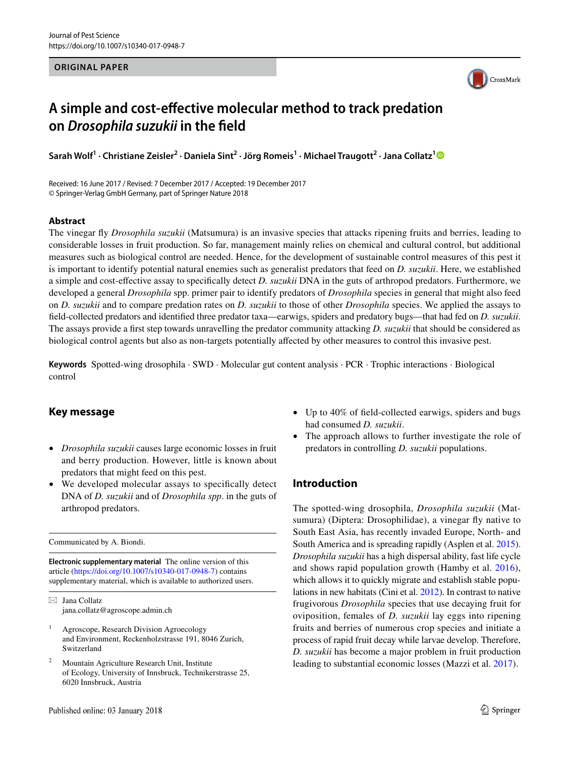ORIGINAL PAPER

# A simple and cost-effective molecular method to track predation on *Drosophila suzukii* in the field

**Sarah Wolf[1] · Christiane Zeisler[2] · Daniela Sint[2] · Jörg Romeis[1] · Michael Traugott[2] · Jana Collatz[1]**

Received: 16 June 2017 / Revised: 7 December 2017 / Accepted: 19 December 2017
© Springer-Verlag GmbH Germany, part of Springer Nature 2018

## Abstract

The vinegar fly *Drosophila suzukii* (Matsumura) is an invasive species that attacks ripening fruits and berries, leading to considerable losses in fruit production. So far, management mainly relies on chemical and cultural control, but additional measures such as biological control are needed. Hence, for the development of sustainable control measures of this pest it is important to identify potential natural enemies such as generalist predators that feed on *D. suzukii*. Here, we established a simple and cost-effective assay to specifically detect *D. suzukii* DNA in the guts of arthropod predators. Furthermore, we developed a general *Drosophila* spp. primer pair to identify predators of *Drosophila* species in general that might also feed on *D. suzukii* and to compare predation rates on *D. suzukii* to those of other *Drosophila* species. We applied the assays to field-collected predators and identified three predator taxa—earwigs, spiders and predatory bugs—that had fed on *D. suzukii*. The assays provide a first step towards unravelling the predator community attacking *D. suzukii* that should be considered as biological control agents but also as non-targets potentially affected by other measures to control this invasive pest.

**Keywords** Spotted-wing drosophila · SWD · Molecular gut content analysis · PCR · Trophic interactions · Biological control

## Key message

- *Drosophila suzukii* causes large economic losses in fruit and berry production. However, little is known about predators that might feed on this pest.
- We developed molecular assays to specifically detect DNA of *D. suzuki* and of *Drosophila spp*. in the guts of arthropod predators.
- Up to 40% of field-collected earwigs, spiders and bugs had consumed *D. suzukii*.
- The approach allows to further investigate the role of predators in controlling *D. suzukii* populations.

Communicated by A. Biondi.

**Electronic supplementary material** The online version of this article (https://doi.org/10.1007/s10340-017-0948-7) contains supplementary material, which is available to authorized users.

✉ Jana Collatz
jana.collatz@agroscope.admin.ch

[1] Agroscope, Research Division Agroecology and Environment, Reckenholzstrasse 191, 8046 Zurich, Switzerland

[2] Mountain Agriculture Research Unit, Institute of Ecology, University of Innsbruck, Technikerstrasse 25, 6020 Innsbruck, Austria

## Introduction

The spotted-wing drosophila, *Drosophila suzukii* (Matsumura) (Diptera: Drosophilidae), a vinegar fly native to South East Asia, has recently invaded Europe, North- and South America and is spreading rapidly (Asplen et al. 2015). *Drosophila suzukii* has a high dispersal ability, fast life cycle and shows rapid population growth (Hamby et al. 2016), which allows it to quickly migrate and establish stable populations in new habitats (Cini et al. 2012). In contrast to native frugivorous *Drosophila* species that use decaying fruit for oviposition, females of *D. suzukii* lay eggs into ripening fruits and berries of numerous crop species and initiate a process of rapid fruit decay while larvae develop. Therefore, *D. suzukii* has become a major problem in fruit production leading to substantial economic losses (Mazzi et al. 2017).

Published online: 03 January 2018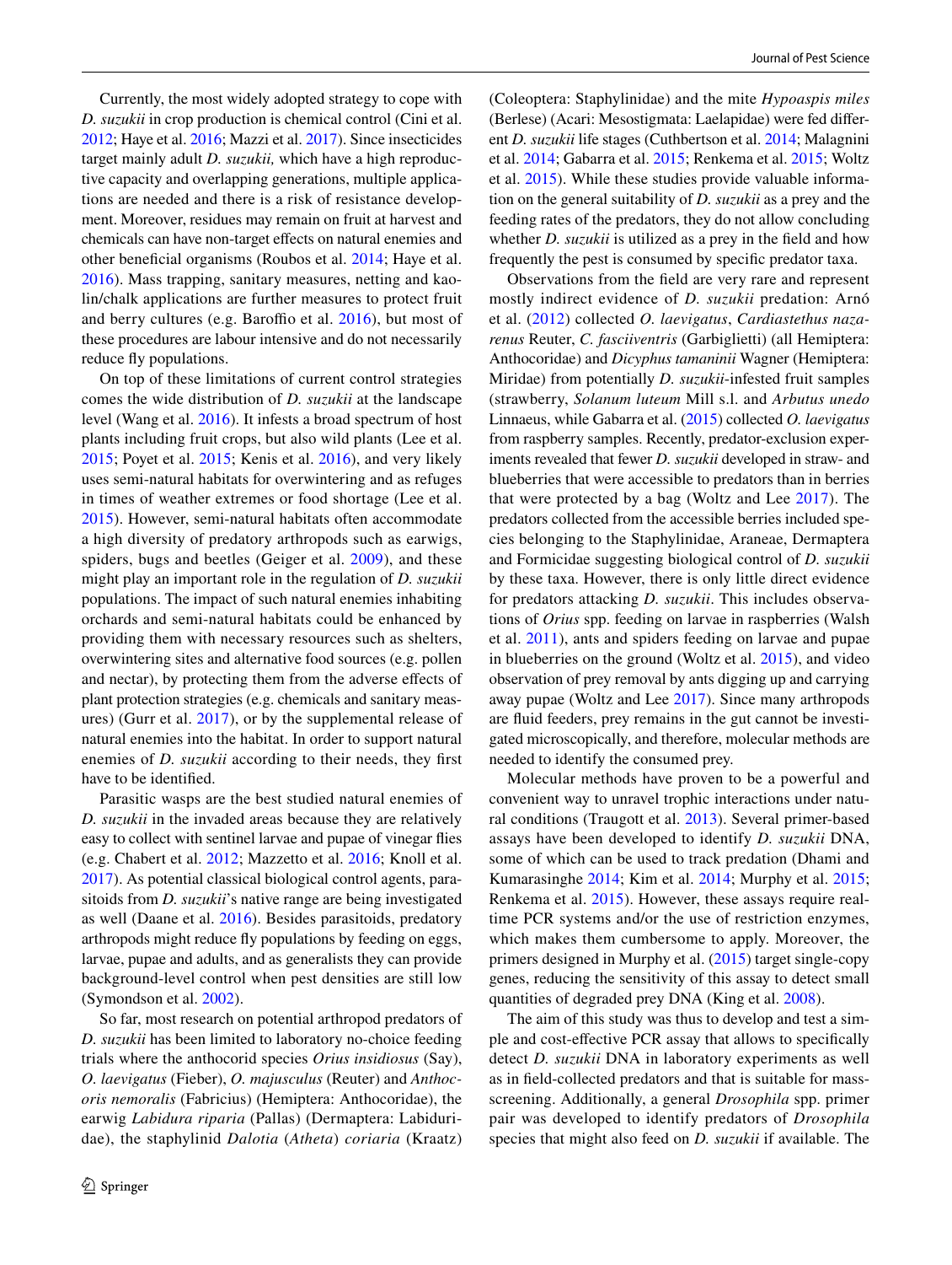Currently, the most widely adopted strategy to cope with *D. suzukii* in crop production is chemical control (Cini et al. 2012; Haye et al. 2016; Mazzi et al. 2017). Since insecticides target mainly adult *D. suzukii,* which have a high reproductive capacity and overlapping generations, multiple applications are needed and there is a risk of resistance development. Moreover, residues may remain on fruit at harvest and chemicals can have non-target effects on natural enemies and other beneficial organisms (Roubos et al. 2014; Haye et al. 2016). Mass trapping, sanitary measures, netting and kaolin/chalk applications are further measures to protect fruit and berry cultures (e.g. Baroffio et al. 2016), but most of these procedures are labour intensive and do not necessarily reduce fly populations.

On top of these limitations of current control strategies comes the wide distribution of *D. suzukii* at the landscape level (Wang et al. 2016). It infests a broad spectrum of host plants including fruit crops, but also wild plants (Lee et al. 2015; Poyet et al. 2015; Kenis et al. 2016), and very likely uses semi-natural habitats for overwintering and as refuges in times of weather extremes or food shortage (Lee et al. 2015). However, semi-natural habitats often accommodate a high diversity of predatory arthropods such as earwigs, spiders, bugs and beetles (Geiger et al. 2009), and these might play an important role in the regulation of *D. suzukii* populations. The impact of such natural enemies inhabiting orchards and semi-natural habitats could be enhanced by providing them with necessary resources such as shelters, overwintering sites and alternative food sources (e.g. pollen and nectar), by protecting them from the adverse effects of plant protection strategies (e.g. chemicals and sanitary measures) (Gurr et al. 2017), or by the supplemental release of natural enemies into the habitat. In order to support natural enemies of *D. suzukii* according to their needs, they first have to be identified.

Parasitic wasps are the best studied natural enemies of *D. suzukii* in the invaded areas because they are relatively easy to collect with sentinel larvae and pupae of vinegar flies (e.g. Chabert et al. 2012; Mazzetto et al. 2016; Knoll et al. 2017). As potential classical biological control agents, parasitoids from *D. suzukii*'s native range are being investigated as well (Daane et al. 2016). Besides parasitoids, predatory arthropods might reduce fly populations by feeding on eggs, larvae, pupae and adults, and as generalists they can provide background-level control when pest densities are still low (Symondson et al. 2002).

So far, most research on potential arthropod predators of *D. suzukii* has been limited to laboratory no-choice feeding trials where the anthocorid species *Orius insidiosus* (Say), *O. laevigatus* (Fieber), *O. majusculus* (Reuter) and *Anthocoris nemoralis* (Fabricius) (Hemiptera: Anthocoridae), the earwig *Labidura riparia* (Pallas) (Dermaptera: Labiduridae), the staphylinid *Dalotia* (*Atheta*) *coriaria* (Kraatz) (Coleoptera: Staphylinidae) and the mite *Hypoaspis miles* (Berlese) (Acari: Mesostigmata: Laelapidae) were fed different *D. suzukii* life stages (Cuthbertson et al. 2014; Malagnini et al. 2014; Gabarra et al. 2015; Renkema et al. 2015; Woltz et al. 2015). While these studies provide valuable information on the general suitability of *D. suzukii* as a prey and the feeding rates of the predators, they do not allow concluding whether *D. suzukii* is utilized as a prey in the field and how frequently the pest is consumed by specific predator taxa.

Observations from the field are very rare and represent mostly indirect evidence of *D. suzukii* predation: Arnó et al. (2012) collected *O. laevigatus*, *Cardiastethus nazarenus* Reuter, *C. fasciiventris* (Garbiglietti) (all Hemiptera: Anthocoridae) and *Dicyphus tamaninii* Wagner (Hemiptera: Miridae) from potentially *D. suzukii*-infested fruit samples (strawberry, *Solanum luteum* Mill s.l. and *Arbutus unedo* Linnaeus, while Gabarra et al. (2015) collected *O. laevigatus* from raspberry samples. Recently, predator-exclusion experiments revealed that fewer *D. suzukii* developed in straw- and blueberries that were accessible to predators than in berries that were protected by a bag (Woltz and Lee 2017). The predators collected from the accessible berries included species belonging to the Staphylinidae, Araneae, Dermaptera and Formicidae suggesting biological control of *D. suzukii* by these taxa. However, there is only little direct evidence for predators attacking *D. suzukii*. This includes observations of *Orius* spp. feeding on larvae in raspberries (Walsh et al. 2011), ants and spiders feeding on larvae and pupae in blueberries on the ground (Woltz et al. 2015), and video observation of prey removal by ants digging up and carrying away pupae (Woltz and Lee 2017). Since many arthropods are fluid feeders, prey remains in the gut cannot be investigated microscopically, and therefore, molecular methods are needed to identify the consumed prey.

Molecular methods have proven to be a powerful and convenient way to unravel trophic interactions under natural conditions (Traugott et al. 2013). Several primer-based assays have been developed to identify *D. suzukii* DNA, some of which can be used to track predation (Dhami and Kumarasinghe 2014; Kim et al. 2014; Murphy et al. 2015; Renkema et al. 2015). However, these assays require real-time PCR systems and/or the use of restriction enzymes, which makes them cumbersome to apply. Moreover, the primers designed in Murphy et al. (2015) target single-copy genes, reducing the sensitivity of this assay to detect small quantities of degraded prey DNA (King et al. 2008).

The aim of this study was thus to develop and test a simple and cost-effective PCR assay that allows to specifically detect *D. suzukii* DNA in laboratory experiments as well as in field-collected predators and that is suitable for mass-screening. Additionally, a general *Drosophila* spp. primer pair was developed to identify predators of *Drosophila* species that might also feed on *D. suzukii* if available. The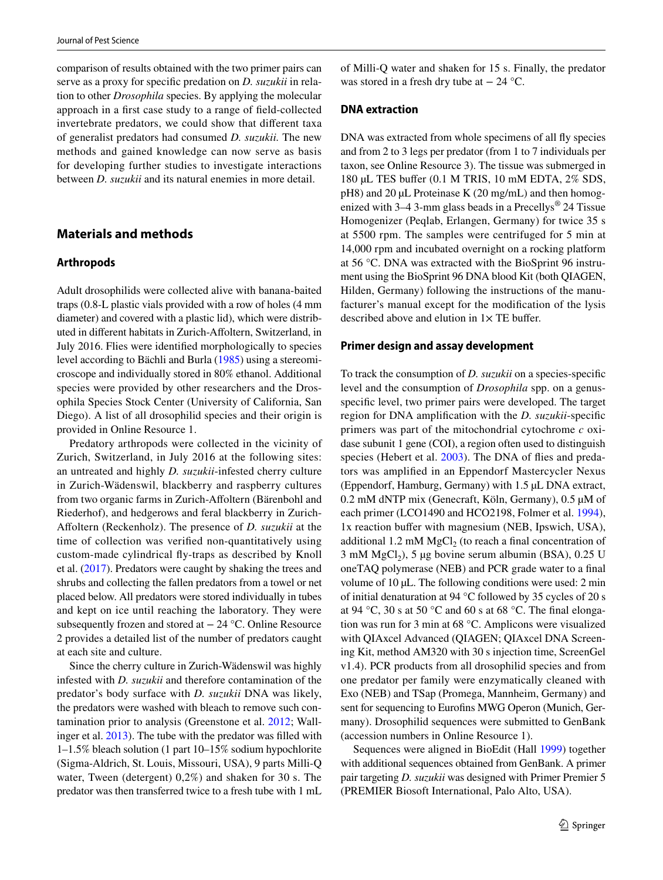comparison of results obtained with the two primer pairs can serve as a proxy for specific predation on *D. suzukii* in relation to other *Drosophila* species. By applying the molecular approach in a first case study to a range of field-collected invertebrate predators, we could show that different taxa of generalist predators had consumed *D. suzukii.* The new methods and gained knowledge can now serve as basis for developing further studies to investigate interactions between *D. suzukii* and its natural enemies in more detail.

## Materials and methods

### Arthropods

Adult drosophilids were collected alive with banana-baited traps (0.8-L plastic vials provided with a row of holes (4 mm diameter) and covered with a plastic lid), which were distributed in different habitats in Zurich-Affoltern, Switzerland, in July 2016. Flies were identified morphologically to species level according to Bächli and Burla (1985) using a stereomicroscope and individually stored in 80% ethanol. Additional species were provided by other researchers and the Drosophila Species Stock Center (University of California, San Diego). A list of all drosophilid species and their origin is provided in Online Resource 1.

Predatory arthropods were collected in the vicinity of Zurich, Switzerland, in July 2016 at the following sites: an untreated and highly *D. suzukii*-infested cherry culture in Zurich-Wädenswil, blackberry and raspberry cultures from two organic farms in Zurich-Affoltern (Bärenbohl and Riederhof), and hedgerows and feral blackberry in Zurich-Affoltern (Reckenholz). The presence of *D. suzukii* at the time of collection was verified non-quantitatively using custom-made cylindrical fly-traps as described by Knoll et al. (2017). Predators were caught by shaking the trees and shrubs and collecting the fallen predators from a towel or net placed below. All predators were stored individually in tubes and kept on ice until reaching the laboratory. They were subsequently frozen and stored at − 24 °C. Online Resource 2 provides a detailed list of the number of predators caught at each site and culture.

Since the cherry culture in Zurich-Wädenswil was highly infested with *D. suzukii* and therefore contamination of the predator's body surface with *D. suzukii* DNA was likely, the predators were washed with bleach to remove such contamination prior to analysis (Greenstone et al. 2012; Wallinger et al. 2013). The tube with the predator was filled with 1–1.5% bleach solution (1 part 10–15% sodium hypochlorite (Sigma-Aldrich, St. Louis, Missouri, USA), 9 parts Milli-Q water, Tween (detergent) 0,2%) and shaken for 30 s. The predator was then transferred twice to a fresh tube with 1 mL of Milli-Q water and shaken for 15 s. Finally, the predator was stored in a fresh dry tube at − 24 °C.

### DNA extraction

DNA was extracted from whole specimens of all fly species and from 2 to 3 legs per predator (from 1 to 7 individuals per taxon, see Online Resource 3). The tissue was submerged in 180 µL TES buffer (0.1 M TRIS, 10 mM EDTA, 2% SDS, pH8) and 20 µL Proteinase K (20 mg/mL) and then homogenized with 3–4 3-mm glass beads in a Precellys® 24 Tissue Homogenizer (Peqlab, Erlangen, Germany) for twice 35 s at 5500 rpm. The samples were centrifuged for 5 min at 14,000 rpm and incubated overnight on a rocking platform at 56 °C. DNA was extracted with the BioSprint 96 instrument using the BioSprint 96 DNA blood Kit (both QIAGEN, Hilden, Germany) following the instructions of the manufacturer's manual except for the modification of the lysis described above and elution in 1× TE buffer.

### Primer design and assay development

To track the consumption of *D. suzukii* on a species-specific level and the consumption of *Drosophila* spp. on a genus-specific level, two primer pairs were developed. The target region for DNA amplification with the *D. suzukii*-specific primers was part of the mitochondrial cytochrome *c* oxidase subunit 1 gene (COI), a region often used to distinguish species (Hebert et al. 2003). The DNA of flies and predators was amplified in an Eppendorf Mastercycler Nexus (Eppendorf, Hamburg, Germany) with 1.5 µL DNA extract, 0.2 mM dNTP mix (Genecraft, Köln, Germany), 0.5 µM of each primer (LCO1490 and HCO2198, Folmer et al. 1994), 1x reaction buffer with magnesium (NEB, Ipswich, USA), additional 1.2 mM $MgCl_2$ (to reach a final concentration of 3 mM $MgCl_2$), 5 µg bovine serum albumin (BSA), 0.25 U oneTAQ polymerase (NEB) and PCR grade water to a final volume of 10 µL. The following conditions were used: 2 min of initial denaturation at 94 °C followed by 35 cycles of 20 s at 94 °C, 30 s at 50 °C and 60 s at 68 °C. The final elongation was run for 3 min at 68 °C. Amplicons were visualized with QIAxcel Advanced (QIAGEN; QIAxcel DNA Screening Kit, method AM320 with 30 s injection time, ScreenGel v1.4). PCR products from all drosophilid species and from one predator per family were enzymatically cleaned with Exo (NEB) and TSap (Promega, Mannheim, Germany) and sent for sequencing to Eurofins MWG Operon (Munich, Germany). Drosophilid sequences were submitted to GenBank (accession numbers in Online Resource 1).

Sequences were aligned in BioEdit (Hall 1999) together with additional sequences obtained from GenBank. A primer pair targeting *D. suzukii* was designed with Primer Premier 5 (PREMIER Biosoft International, Palo Alto, USA).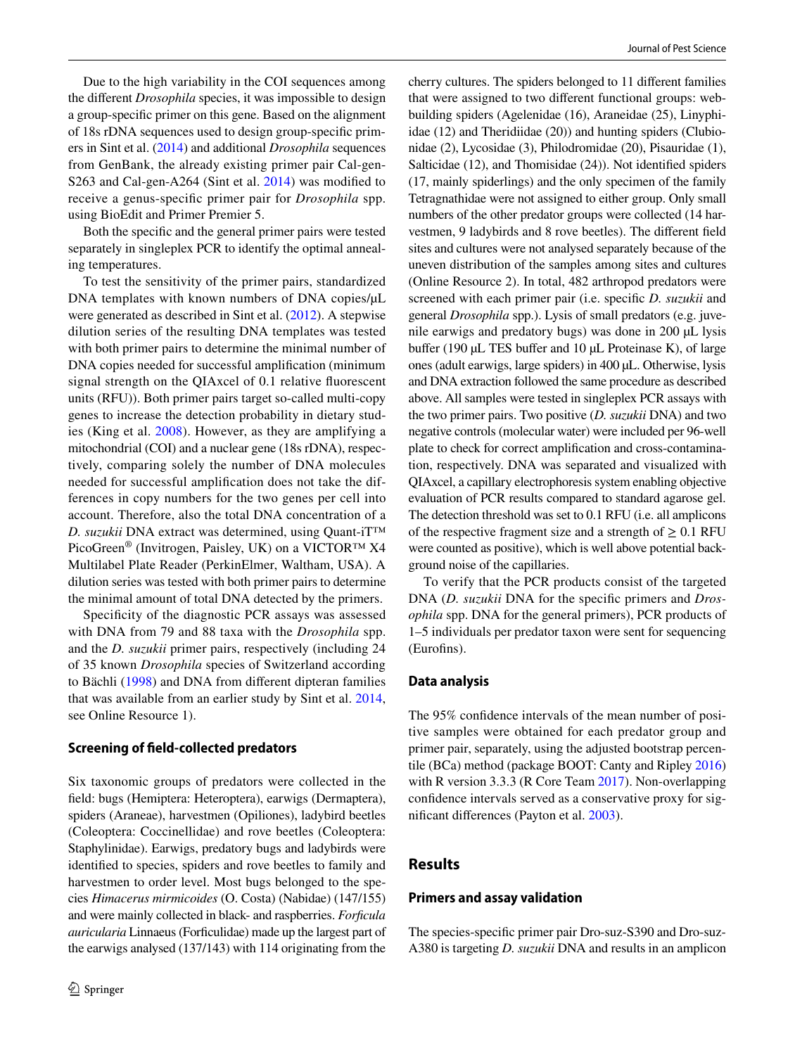Due to the high variability in the COI sequences among the different *Drosophila* species, it was impossible to design a group-specific primer on this gene. Based on the alignment of 18s rDNA sequences used to design group-specific primers in Sint et al. (2014) and additional *Drosophila* sequences from GenBank, the already existing primer pair Cal-gen-S263 and Cal-gen-A264 (Sint et al. 2014) was modified to receive a genus-specific primer pair for *Drosophila* spp. using BioEdit and Primer Premier 5.

Both the specific and the general primer pairs were tested separately in singleplex PCR to identify the optimal annealing temperatures.

To test the sensitivity of the primer pairs, standardized DNA templates with known numbers of DNA copies/µL were generated as described in Sint et al. (2012). A stepwise dilution series of the resulting DNA templates was tested with both primer pairs to determine the minimal number of DNA copies needed for successful amplification (minimum signal strength on the QIAxcel of 0.1 relative fluorescent units (RFU)). Both primer pairs target so-called multi-copy genes to increase the detection probability in dietary studies (King et al. 2008). However, as they are amplifying a mitochondrial (COI) and a nuclear gene (18s rDNA), respectively, comparing solely the number of DNA molecules needed for successful amplification does not take the differences in copy numbers for the two genes per cell into account. Therefore, also the total DNA concentration of a *D. suzukii* DNA extract was determined, using Quant-iT™ PicoGreen® (Invitrogen, Paisley, UK) on a VICTOR™ X4 Multilabel Plate Reader (PerkinElmer, Waltham, USA). A dilution series was tested with both primer pairs to determine the minimal amount of total DNA detected by the primers.

Specificity of the diagnostic PCR assays was assessed with DNA from 79 and 88 taxa with the *Drosophila* spp. and the *D. suzukii* primer pairs, respectively (including 24 of 35 known *Drosophila* species of Switzerland according to Bächli (1998) and DNA from different dipteran families that was available from an earlier study by Sint et al. 2014, see Online Resource 1).

### Screening of field-collected predators

Six taxonomic groups of predators were collected in the field: bugs (Hemiptera: Heteroptera), earwigs (Dermaptera), spiders (Araneae), harvestmen (Opiliones), ladybird beetles (Coleoptera: Coccinellidae) and rove beetles (Coleoptera: Staphylinidae). Earwigs, predatory bugs and ladybirds were identified to species, spiders and rove beetles to family and harvestmen to order level. Most bugs belonged to the species *Himacerus mirmicoides* (O. Costa) (Nabidae) (147/155) and were mainly collected in black- and raspberries. *Forficula auricularia* Linnaeus (Forficulidae) made up the largest part of the earwigs analysed (137/143) with 114 originating from the cherry cultures. The spiders belonged to 11 different families that were assigned to two different functional groups: web-building spiders (Agelenidae (16), Araneidae (25), Linyphiidae (12) and Theridiidae (20)) and hunting spiders (Clubionidae (2), Lycosidae (3), Philodromidae (20), Pisauridae (1), Salticidae (12), and Thomisidae (24)). Not identified spiders (17, mainly spiderlings) and the only specimen of the family Tetragnathidae were not assigned to either group. Only small numbers of the other predator groups were collected (14 harvestmen, 9 ladybirds and 8 rove beetles). The different field sites and cultures were not analysed separately because of the uneven distribution of the samples among sites and cultures (Online Resource 2). In total, 482 arthropod predators were screened with each primer pair (i.e. specific *D. suzukii* and general *Drosophila* spp.). Lysis of small predators (e.g. juvenile earwigs and predatory bugs) was done in 200 µL lysis buffer (190 µL TES buffer and 10 µL Proteinase K), of large ones (adult earwigs, large spiders) in 400 µL. Otherwise, lysis and DNA extraction followed the same procedure as described above. All samples were tested in singleplex PCR assays with the two primer pairs. Two positive (*D. suzukii* DNA) and two negative controls (molecular water) were included per 96-well plate to check for correct amplification and cross-contamination, respectively. DNA was separated and visualized with QIAxcel, a capillary electrophoresis system enabling objective evaluation of PCR results compared to standard agarose gel. The detection threshold was set to 0.1 RFU (i.e. all amplicons of the respective fragment size and a strength of ≥ 0.1 RFU were counted as positive), which is well above potential background noise of the capillaries.

To verify that the PCR products consist of the targeted DNA (*D. suzukii* DNA for the specific primers and *Drosophila* spp. DNA for the general primers), PCR products of 1–5 individuals per predator taxon were sent for sequencing (Eurofins).

### Data analysis

The 95% confidence intervals of the mean number of positive samples were obtained for each predator group and primer pair, separately, using the adjusted bootstrap percentile (BCa) method (package BOOT: Canty and Ripley 2016) with R version 3.3.3 (R Core Team 2017). Non-overlapping confidence intervals served as a conservative proxy for significant differences (Payton et al. 2003).

## Results

### Primers and assay validation

The species-specific primer pair Dro-suz-S390 and Dro-suz-A380 is targeting *D. suzukii* DNA and results in an amplicon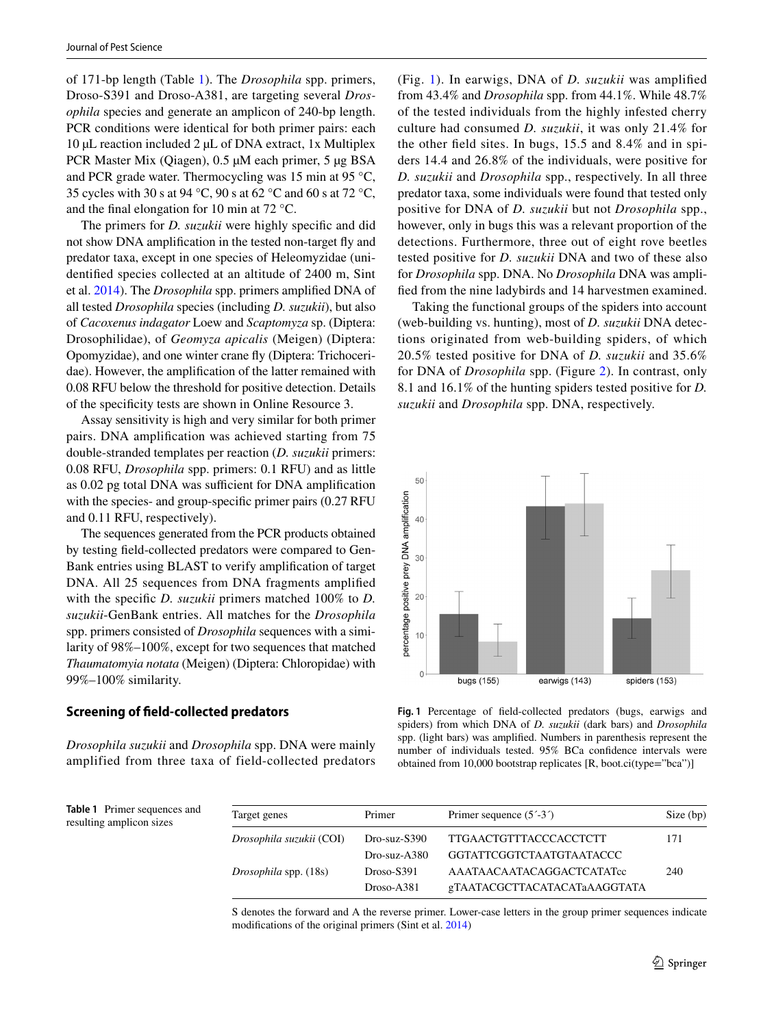of 171-bp length (Table 1). The *Drosophila* spp. primers, Droso-S391 and Droso-A381, are targeting several *Drosophila* species and generate an amplicon of 240-bp length. PCR conditions were identical for both primer pairs: each 10 µL reaction included 2 µL of DNA extract, 1x Multiplex PCR Master Mix (Qiagen), 0.5 µM each primer, 5 µg BSA and PCR grade water. Thermocycling was 15 min at 95 °C, 35 cycles with 30 s at 94 °C, 90 s at 62 °C and 60 s at 72 °C, and the final elongation for 10 min at 72 °C.

The primers for *D. suzukii* were highly specific and did not show DNA amplification in the tested non-target fly and predator taxa, except in one species of Heleomyzidae (unidentified species collected at an altitude of 2400 m, Sint et al. 2014). The *Drosophila* spp. primers amplified DNA of all tested *Drosophila* species (including *D. suzukii*), but also of *Cacoxenus indagator* Loew and *Scaptomyza* sp. (Diptera: Drosophilidae), of *Geomyza apicalis* (Meigen) (Diptera: Opomyzidae), and one winter crane fly (Diptera: Trichoceridae). However, the amplification of the latter remained with 0.08 RFU below the threshold for positive detection. Details of the specificity tests are shown in Online Resource 3.

Assay sensitivity is high and very similar for both primer pairs. DNA amplification was achieved starting from 75 double-stranded templates per reaction (*D. suzukii* primers: 0.08 RFU, *Drosophila* spp. primers: 0.1 RFU) and as little as 0.02 pg total DNA was sufficient for DNA amplification with the species- and group-specific primer pairs (0.27 RFU and 0.11 RFU, respectively).

The sequences generated from the PCR products obtained by testing field-collected predators were compared to GenBank entries using BLAST to verify amplification of target DNA. All 25 sequences from DNA fragments amplified with the specific *D. suzukii* primers matched 100% to *D. suzukii*-GenBank entries. All matches for the *Drosophila* spp. primers consisted of *Drosophila* sequences with a similarity of 98%–100%, except for two sequences that matched *Thaumatomyia notata* (Meigen) (Diptera: Chloropidae) with 99%–100% similarity.

## Screening of field-collected predators

*Drosophila suzukii* and *Drosophila* spp. DNA were mainly amplified from three taxa of field-collected predators (Fig. 1). In earwigs, DNA of *D. suzukii* was amplified from 43.4% and *Drosophila* spp. from 44.1%. While 48.7% of the tested individuals from the highly infested cherry culture had consumed *D. suzukii*, it was only 21.4% for the other field sites. In bugs, 15.5 and 8.4% and in spiders 14.4 and 26.8% of the individuals, were positive for *D. suzukii* and *Drosophila* spp., respectively. In all three predator taxa, some individuals were found that tested only positive for DNA of *D. suzukii* but not *Drosophila* spp., however, only in bugs this was a relevant proportion of the detections. Furthermore, three out of eight rove beetles tested positive for *D. suzukii* DNA and two of these also for *Drosophila* spp. DNA. No *Drosophila* DNA was amplified from the nine ladybirds and 14 harvestmen examined.

Taking the functional groups of the spiders into account (web-building vs. hunting), most of *D. suzukii* DNA detections originated from web-building spiders, of which 20.5% tested positive for DNA of *D. suzukii* and 35.6% for DNA of *Drosophila* spp. (Figure 2). In contrast, only 8.1 and 16.1% of the hunting spiders tested positive for *D. suzukii* and *Drosophila* spp. DNA, respectively.

**Fig. 1** Percentage of field-collected predators (bugs, earwigs and spiders) from which DNA of *D. suzukii* (dark bars) and *Drosophila* spp. (light bars) was amplified. Numbers in parenthesis represent the number of individuals tested. 95% BCa confidence intervals were obtained from 10,000 bootstrap replicates [R, boot.ci(type="bca")]

**Table 1** Primer sequences and resulting amplicon sizes

| Target genes | Primer | Primer sequence (5´-3´) | Size (bp) |
|---|---|---|---|
| *Drosophila suzukii* (COI) | Dro-suz-S390 | TTGAACTGTTTACCCACCTCTT | 171 |
| | Dro-suz-A380 | GGTATTCGGTCTAATGTAATACCC | |
| *Drosophila* spp. (18s) | Droso-S391 | AAATAACAATACAGGACTCATATcc | 240 |
| | Droso-A381 | gTAATACGCTTACATACATaAAGGTATA | |

S denotes the forward and A the reverse primer. Lower-case letters in the group primer sequences indicate modifications of the original primers (Sint et al. 2014)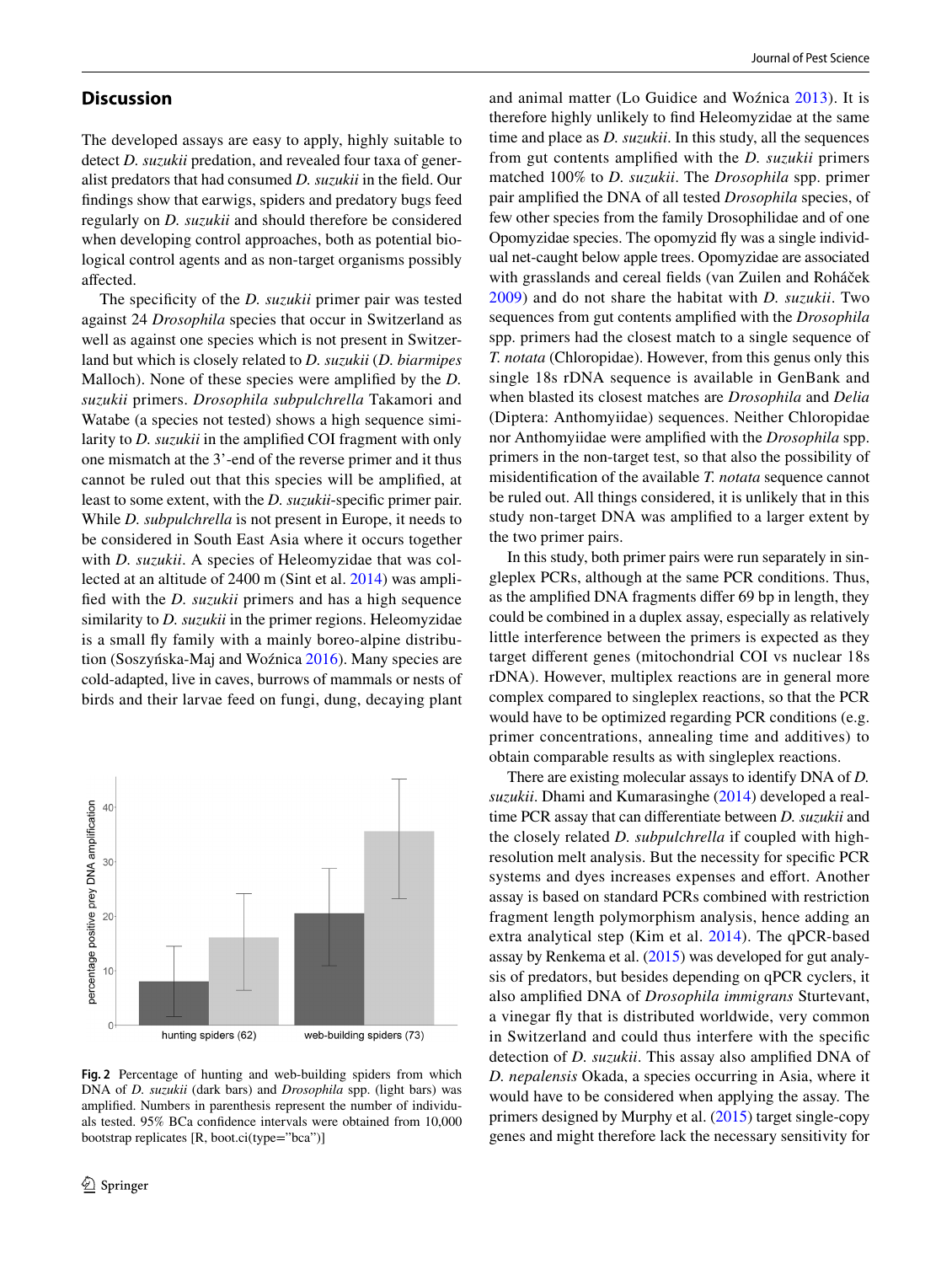## Discussion

The developed assays are easy to apply, highly suitable to detect *D. suzukii* predation, and revealed four taxa of generalist predators that had consumed *D. suzukii* in the field. Our findings show that earwigs, spiders and predatory bugs feed regularly on *D. suzukii* and should therefore be considered when developing control approaches, both as potential biological control agents and as non-target organisms possibly affected.

The specificity of the *D. suzukii* primer pair was tested against 24 *Drosophila* species that occur in Switzerland as well as against one species which is not present in Switzerland but which is closely related to *D. suzukii* (*D. biarmipes* Malloch). None of these species were amplified by the *D. suzukii* primers. *Drosophila subpulchrella* Takamori and Watabe (a species not tested) shows a high sequence similarity to *D. suzukii* in the amplified COI fragment with only one mismatch at the 3'-end of the reverse primer and it thus cannot be ruled out that this species will be amplified, at least to some extent, with the *D. suzukii*-specific primer pair. While *D. subpulchrella* is not present in Europe, it needs to be considered in South East Asia where it occurs together with *D. suzukii*. A species of Heleomyzidae that was collected at an altitude of 2400 m (Sint et al. 2014) was amplified with the *D. suzukii* primers and has a high sequence similarity to *D. suzukii* in the primer regions. Heleomyzidae is a small fly family with a mainly boreo-alpine distribution (Soszyńska-Maj and Woźnica 2016). Many species are cold-adapted, live in caves, burrows of mammals or nests of birds and their larvae feed on fungi, dung, decaying plant and animal matter (Lo Guidice and Woźnica 2013). It is therefore highly unlikely to find Heleomyzidae at the same time and place as *D. suzukii*. In this study, all the sequences from gut contents amplified with the *D. suzukii* primers matched 100% to *D. suzukii*. The *Drosophila* spp. primer pair amplified the DNA of all tested *Drosophila* species, of few other species from the family Drosophilidae and of one Opomyzidae species. The opomyzid fly was a single individual net-caught below apple trees. Opomyzidae are associated with grasslands and cereal fields (van Zuilen and Roháček 2009) and do not share the habitat with *D. suzukii*. Two sequences from gut contents amplified with the *Drosophila* spp. primers had the closest match to a single sequence of *T. notata* (Chloropidae). However, from this genus only this single 18s rDNA sequence is available in GenBank and when blasted its closest matches are *Drosophila* and *Delia* (Diptera: Anthomyiidae) sequences. Neither Chloropidae nor Anthomyiidae were amplified with the *Drosophila* spp. primers in the non-target test, so that also the possibility of misidentification of the available *T. notata* sequence cannot be ruled out. All things considered, it is unlikely that in this study non-target DNA was amplified to a larger extent by the two primer pairs.

In this study, both primer pairs were run separately in singleplex PCRs, although at the same PCR conditions. Thus, as the amplified DNA fragments differ 69 bp in length, they could be combined in a duplex assay, especially as relatively little interference between the primers is expected as they target different genes (mitochondrial COI vs nuclear 18s rDNA). However, multiplex reactions are in general more complex compared to singleplex reactions, so that the PCR would have to be optimized regarding PCR conditions (e.g. primer concentrations, annealing time and additives) to obtain comparable results as with singleplex reactions.

There are existing molecular assays to identify DNA of *D. suzukii*. Dhami and Kumarasinghe (2014) developed a real-time PCR assay that can differentiate between *D. suzukii* and the closely related *D. subpulchrella* if coupled with high-resolution melt analysis. But the necessity for specific PCR systems and dyes increases expenses and effort. Another assay is based on standard PCRs combined with restriction fragment length polymorphism analysis, hence adding an extra analytical step (Kim et al. 2014). The qPCR-based assay by Renkema et al. (2015) was developed for gut analysis of predators, but besides depending on qPCR cyclers, it also amplified DNA of *Drosophila immigrans* Sturtevant, a vinegar fly that is distributed worldwide, very common in Switzerland and could thus interfere with the specific detection of *D. suzukii*. This assay also amplified DNA of *D. nepalensis* Okada, a species occurring in Asia, where it would have to be considered when applying the assay. The primers designed by Murphy et al. (2015) target single-copy genes and might therefore lack the necessary sensitivity for

**Fig. 2** Percentage of hunting and web-building spiders from which DNA of *D. suzukii* (dark bars) and *Drosophila* spp. (light bars) was amplified. Numbers in parenthesis represent the number of individuals tested. 95% BCa confidence intervals were obtained from 10,000 bootstrap replicates [R, boot.ci(type="bca")]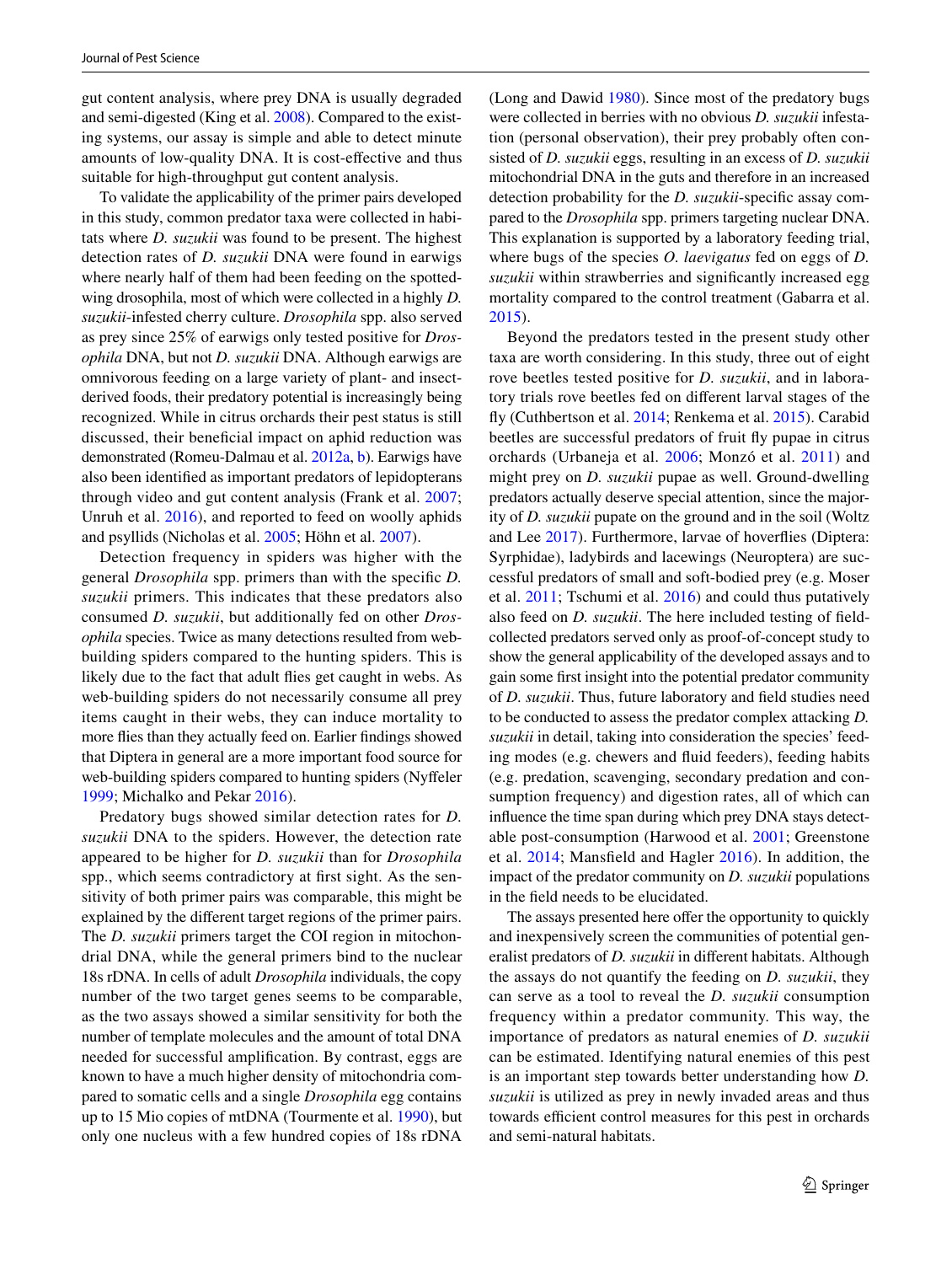gut content analysis, where prey DNA is usually degraded and semi-digested (King et al. 2008). Compared to the existing systems, our assay is simple and able to detect minute amounts of low-quality DNA. It is cost-effective and thus suitable for high-throughput gut content analysis.

To validate the applicability of the primer pairs developed in this study, common predator taxa were collected in habitats where *D. suzukii* was found to be present. The highest detection rates of *D. suzukii* DNA were found in earwigs where nearly half of them had been feeding on the spotted-wing drosophila, most of which were collected in a highly *D. suzukii*-infested cherry culture. *Drosophila* spp. also served as prey since 25% of earwigs only tested positive for *Drosophila* DNA, but not *D. suzukii* DNA. Although earwigs are omnivorous feeding on a large variety of plant- and insect-derived foods, their predatory potential is increasingly being recognized. While in citrus orchards their pest status is still discussed, their beneficial impact on aphid reduction was demonstrated (Romeu-Dalmau et al. 2012a, b). Earwigs have also been identified as important predators of lepidopterans through video and gut content analysis (Frank et al. 2007; Unruh et al. 2016), and reported to feed on woolly aphids and psyllids (Nicholas et al. 2005; Höhn et al. 2007).

Detection frequency in spiders was higher with the general *Drosophila* spp. primers than with the specific *D. suzukii* primers. This indicates that these predators also consumed *D. suzukii*, but additionally fed on other *Drosophila* species. Twice as many detections resulted from web-building spiders compared to the hunting spiders. This is likely due to the fact that adult flies get caught in webs. As web-building spiders do not necessarily consume all prey items caught in their webs, they can induce mortality to more flies than they actually feed on. Earlier findings showed that Diptera in general are a more important food source for web-building spiders compared to hunting spiders (Nyffeler 1999; Michalko and Pekar 2016).

Predatory bugs showed similar detection rates for *D. suzukii* DNA to the spiders. However, the detection rate appeared to be higher for *D. suzukii* than for *Drosophila* spp., which seems contradictory at first sight. As the sensitivity of both primer pairs was comparable, this might be explained by the different target regions of the primer pairs. The *D. suzukii* primers target the COI region in mitochondrial DNA, while the general primers bind to the nuclear 18s rDNA. In cells of adult *Drosophila* individuals, the copy number of the two target genes seems to be comparable, as the two assays showed a similar sensitivity for both the number of template molecules and the amount of total DNA needed for successful amplification. By contrast, eggs are known to have a much higher density of mitochondria compared to somatic cells and a single *Drosophila* egg contains up to 15 Mio copies of mtDNA (Tourmente et al. 1990), but only one nucleus with a few hundred copies of 18s rDNA (Long and Dawid 1980). Since most of the predatory bugs were collected in berries with no obvious *D. suzukii* infestation (personal observation), their prey probably often consisted of *D. suzukii* eggs, resulting in an excess of *D. suzukii* mitochondrial DNA in the guts and therefore in an increased detection probability for the *D. suzukii*-specific assay compared to the *Drosophila* spp. primers targeting nuclear DNA. This explanation is supported by a laboratory feeding trial, where bugs of the species *O. laevigatus* fed on eggs of *D. suzukii* within strawberries and significantly increased egg mortality compared to the control treatment (Gabarra et al. 2015).

Beyond the predators tested in the present study other taxa are worth considering. In this study, three out of eight rove beetles tested positive for *D. suzukii*, and in laboratory trials rove beetles fed on different larval stages of the fly (Cuthbertson et al. 2014; Renkema et al. 2015). Carabid beetles are successful predators of fruit fly pupae in citrus orchards (Urbaneja et al. 2006; Monzó et al. 2011) and might prey on *D. suzukii* pupae as well. Ground-dwelling predators actually deserve special attention, since the majority of *D. suzukii* pupate on the ground and in the soil (Woltz and Lee 2017). Furthermore, larvae of hoverflies (Diptera: Syrphidae), ladybirds and lacewings (Neuroptera) are successful predators of small and soft-bodied prey (e.g. Moser et al. 2011; Tschumi et al. 2016) and could thus putatively also feed on *D. suzukii*. The here included testing of field-collected predators served only as proof-of-concept study to show the general applicability of the developed assays and to gain some first insight into the potential predator community of *D. suzukii*. Thus, future laboratory and field studies need to be conducted to assess the predator complex attacking *D. suzukii* in detail, taking into consideration the species' feeding modes (e.g. chewers and fluid feeders), feeding habits (e.g. predation, scavenging, secondary predation and consumption frequency) and digestion rates, all of which can influence the time span during which prey DNA stays detectable post-consumption (Harwood et al. 2001; Greenstone et al. 2014; Mansfield and Hagler 2016). In addition, the impact of the predator community on *D. suzukii* populations in the field needs to be elucidated.

The assays presented here offer the opportunity to quickly and inexpensively screen the communities of potential generalist predators of *D. suzukii* in different habitats. Although the assays do not quantify the feeding on *D. suzukii*, they can serve as a tool to reveal the *D. suzukii* consumption frequency within a predator community. This way, the importance of predators as natural enemies of *D. suzukii* can be estimated. Identifying natural enemies of this pest is an important step towards better understanding how *D. suzukii* is utilized as prey in newly invaded areas and thus towards efficient control measures for this pest in orchards and semi-natural habitats.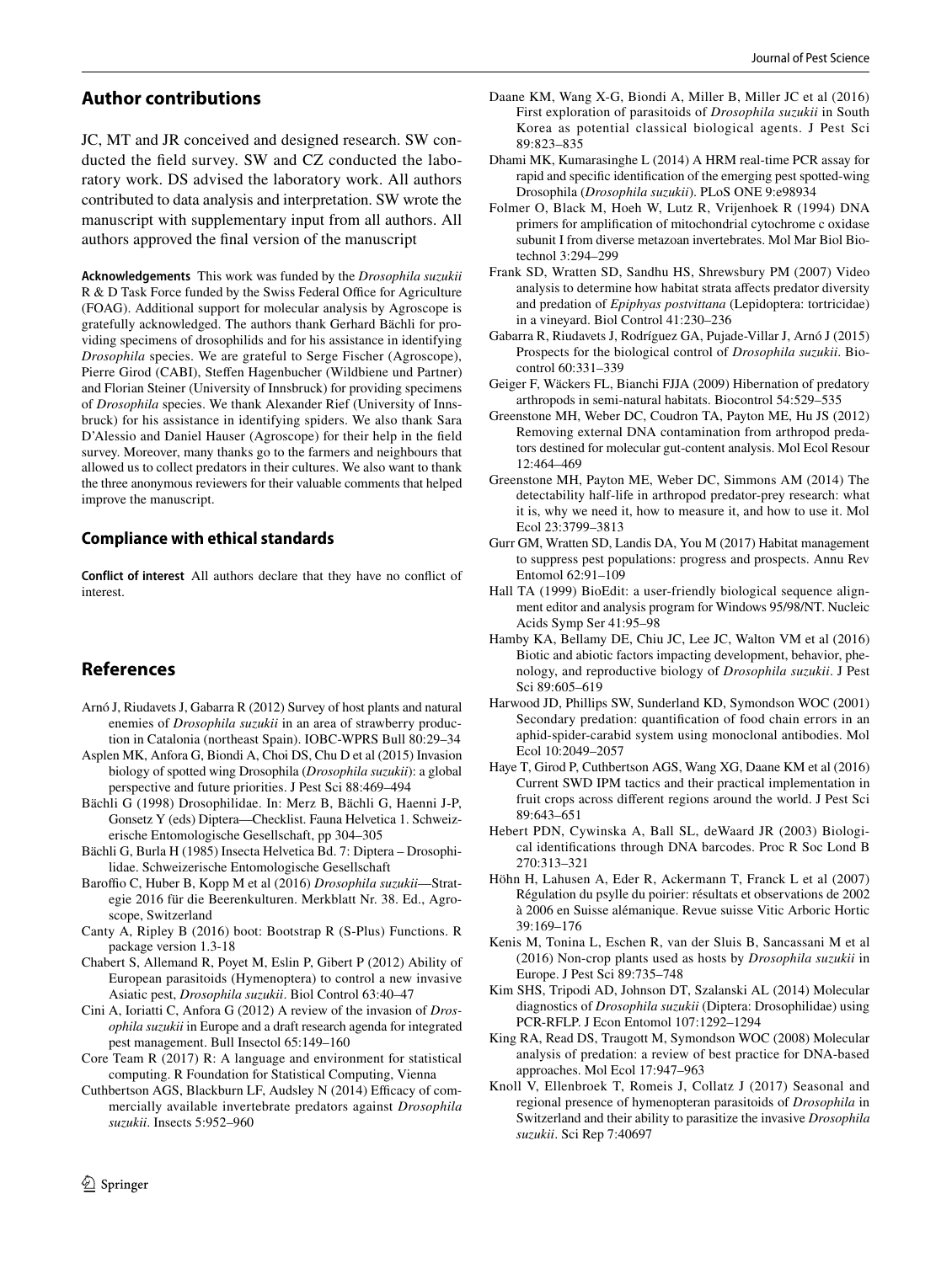## Author contributions

JC, MT and JR conceived and designed research. SW conducted the field survey. SW and CZ conducted the laboratory work. DS advised the laboratory work. All authors contributed to data analysis and interpretation. SW wrote the manuscript with supplementary input from all authors. All authors approved the final version of the manuscript

**Acknowledgements** This work was funded by the *Drosophila suzukii* R & D Task Force funded by the Swiss Federal Office for Agriculture (FOAG). Additional support for molecular analysis by Agroscope is gratefully acknowledged. The authors thank Gerhard Bächli for providing specimens of drosophilids and for his assistance in identifying *Drosophila* species. We are grateful to Serge Fischer (Agroscope), Pierre Girod (CABI), Steffen Hagenbucher (Wildbiene und Partner) and Florian Steiner (University of Innsbruck) for providing specimens of *Drosophila* species. We thank Alexander Rief (University of Innsbruck) for his assistance in identifying spiders. We also thank Sara D'Alessio and Daniel Hauser (Agroscope) for their help in the field survey. Moreover, many thanks go to the farmers and neighbours that allowed us to collect predators in their cultures. We also want to thank the three anonymous reviewers for their valuable comments that helped improve the manuscript.

### Compliance with ethical standards

**Conflict of interest** All authors declare that they have no conflict of interest.

## References

Arnó J, Riudavets J, Gabarra R (2012) Survey of host plants and natural enemies of *Drosophila suzukii* in an area of strawberry production in Catalonia (northeast Spain). IOBC-WPRS Bull 80:29–34

Asplen MK, Anfora G, Biondi A, Choi DS, Chu D et al (2015) Invasion biology of spotted wing Drosophila (*Drosophila suzukii*): a global perspective and future priorities. J Pest Sci 88:469–494

Bächli G (1998) Drosophilidae. In: Merz B, Bächli G, Haenni J-P, Gonsetz Y (eds) Diptera—Checklist. Fauna Helvetica 1. Schweizerische Entomologische Gesellschaft, pp 304–305

Bächli G, Burla H (1985) Insecta Helvetica Bd. 7: Diptera – Drosophilidae. Schweizerische Entomologische Gesellschaft

Baroffio C, Huber B, Kopp M et al (2016) *Drosophila suzukii*—Strategie 2016 für die Beerenkulturen. Merkblatt Nr. 38. Ed., Agroscope, Switzerland

Canty A, Ripley B (2016) boot: Bootstrap R (S-Plus) Functions. R package version 1.3-18

Chabert S, Allemand R, Poyet M, Eslin P, Gibert P (2012) Ability of European parasitoids (Hymenoptera) to control a new invasive Asiatic pest, *Drosophila suzukii*. Biol Control 63:40–47

Cini A, Ioriatti C, Anfora G (2012) A review of the invasion of *Drosophila suzukii* in Europe and a draft research agenda for integrated pest management. Bull Insectol 65:149–160

Core Team R (2017) R: A language and environment for statistical computing. R Foundation for Statistical Computing, Vienna

Cuthbertson AGS, Blackburn LF, Audsley N (2014) Efficacy of commercially available invertebrate predators against *Drosophila suzukii*. Insects 5:952–960

Daane KM, Wang X-G, Biondi A, Miller B, Miller JC et al (2016) First exploration of parasitoids of *Drosophila suzukii* in South Korea as potential classical biological agents. J Pest Sci 89:823–835

Dhami MK, Kumarasinghe L (2014) A HRM real-time PCR assay for rapid and specific identification of the emerging pest spotted-wing Drosophila (*Drosophila suzukii*). PLoS ONE 9:e98934

Folmer O, Black M, Hoeh W, Lutz R, Vrijenhoek R (1994) DNA primers for amplification of mitochondrial cytochrome c oxidase subunit I from diverse metazoan invertebrates. Mol Mar Biol Biotechnol 3:294–299

Frank SD, Wratten SD, Sandhu HS, Shrewsbury PM (2007) Video analysis to determine how habitat strata affects predator diversity and predation of *Epiphyas postvittana* (Lepidoptera: tortricidae) in a vineyard. Biol Control 41:230–236

Gabarra R, Riudavets J, Rodríguez GA, Pujade-Villar J, Arnó J (2015) Prospects for the biological control of *Drosophila suzukii*. Biocontrol 60:331–339

Geiger F, Wäckers FL, Bianchi FJJA (2009) Hibernation of predatory arthropods in semi-natural habitats. Biocontrol 54:529–535

Greenstone MH, Weber DC, Coudron TA, Payton ME, Hu JS (2012) Removing external DNA contamination from arthropod predators destined for molecular gut-content analysis. Mol Ecol Resour 12:464–469

Greenstone MH, Payton ME, Weber DC, Simmons AM (2014) The detectability half-life in arthropod predator-prey research: what it is, why we need it, how to measure it, and how to use it. Mol Ecol 23:3799–3813

Gurr GM, Wratten SD, Landis DA, You M (2017) Habitat management to suppress pest populations: progress and prospects. Annu Rev Entomol 62:91–109

Hall TA (1999) BioEdit: a user-friendly biological sequence alignment editor and analysis program for Windows 95/98/NT. Nucleic Acids Symp Ser 41:95–98

Hamby KA, Bellamy DE, Chiu JC, Lee JC, Walton VM et al (2016) Biotic and abiotic factors impacting development, behavior, phenology, and reproductive biology of *Drosophila suzukii*. J Pest Sci 89:605–619

Harwood JD, Phillips SW, Sunderland KD, Symondson WOC (2001) Secondary predation: quantification of food chain errors in an aphid-spider-carabid system using monoclonal antibodies. Mol Ecol 10:2049–2057

Haye T, Girod P, Cuthbertson AGS, Wang XG, Daane KM et al (2016) Current SWD IPM tactics and their practical implementation in fruit crops across different regions around the world. J Pest Sci 89:643–651

Hebert PDN, Cywinska A, Ball SL, deWaard JR (2003) Biological identifications through DNA barcodes. Proc R Soc Lond B 270:313–321

Höhn H, Lahusen A, Eder R, Ackermann T, Franck L et al (2007) Régulation du psylle du poirier: résultats et observations de 2002 à 2006 en Suisse alémanique. Revue suisse Vitic Arboric Hortic 39:169–176

Kenis M, Tonina L, Eschen R, van der Sluis B, Sancassani M et al (2016) Non-crop plants used as hosts by *Drosophila suzukii* in Europe. J Pest Sci 89:735–748

Kim SHS, Tripodi AD, Johnson DT, Szalanski AL (2014) Molecular diagnostics of *Drosophila suzukii* (Diptera: Drosophilidae) using PCR-RFLP. J Econ Entomol 107:1292–1294

King RA, Read DS, Traugott M, Symondson WOC (2008) Molecular analysis of predation: a review of best practice for DNA-based approaches. Mol Ecol 17:947–963

Knoll V, Ellenbroek T, Romeis J, Collatz J (2017) Seasonal and regional presence of hymenopteran parasitoids of *Drosophila* in Switzerland and their ability to parasitize the invasive *Drosophila suzukii*. Sci Rep 7:40697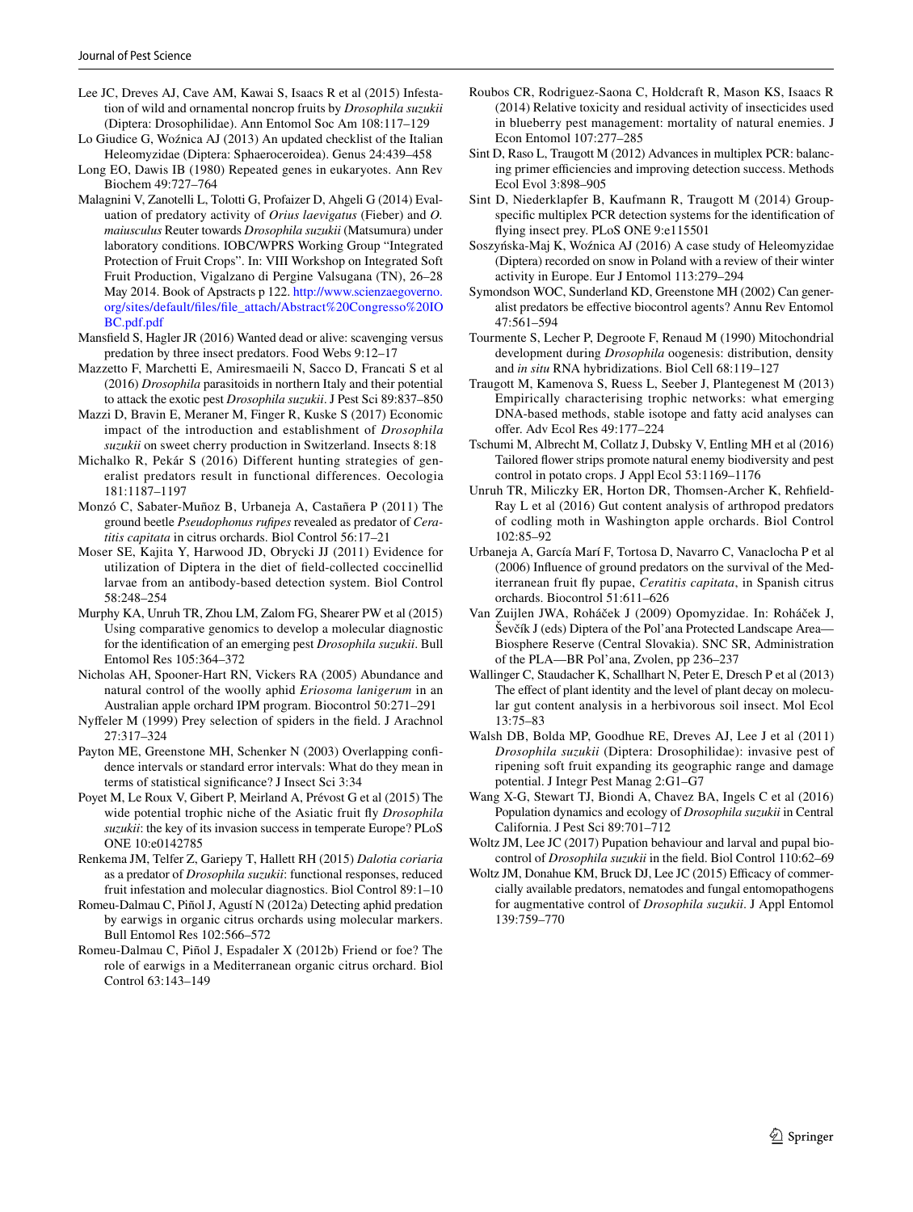Lee JC, Dreves AJ, Cave AM, Kawai S, Isaacs R et al (2015) Infestation of wild and ornamental noncrop fruits by *Drosophila suzukii* (Diptera: Drosophilidae). Ann Entomol Soc Am 108:117–129

Lo Giudice G, Woźnica AJ (2013) An updated checklist of the Italian Heleomyzidae (Diptera: Sphaeroceroidea). Genus 24:439–458

Long EO, Dawis IB (1980) Repeated genes in eukaryotes. Ann Rev Biochem 49:727–764

Malagnini V, Zanotelli L, Tolotti G, Profaizer D, Ahgeli G (2014) Evaluation of predatory activity of *Orius laevigatus* (Fieber) and *O. maiusculus* Reuter towards *Drosophila suzukii* (Matsumura) under laboratory conditions. IOBC/WPRS Working Group "Integrated Protection of Fruit Crops". In: VIII Workshop on Integrated Soft Fruit Production, Vigalzano di Pergine Valsugana (TN), 26–28 May 2014. Book of Apstracts p 122. http://www.scienzaegoverno.org/sites/default/files/file_attach/Abstract%20Congresso%20IOBC.pdf.pdf

Mansfield S, Hagler JR (2016) Wanted dead or alive: scavenging versus predation by three insect predators. Food Webs 9:12–17

Mazzetto F, Marchetti E, Amiresmaeili N, Sacco D, Francati S et al (2016) *Drosophila* parasitoids in northern Italy and their potential to attack the exotic pest *Drosophila suzukii*. J Pest Sci 89:837–850

Mazzi D, Bravin E, Meraner M, Finger R, Kuske S (2017) Economic impact of the introduction and establishment of *Drosophila suzukii* on sweet cherry production in Switzerland. Insects 8:18

Michalko R, Pekár S (2016) Different hunting strategies of generalist predators result in functional differences. Oecologia 181:1187–1197

Monzó C, Sabater-Muñoz B, Urbaneja A, Castañera P (2011) The ground beetle *Pseudophonus rufipes* revealed as predator of *Ceratitis capitata* in citrus orchards. Biol Control 56:17–21

Moser SE, Kajita Y, Harwood JD, Obrycki JJ (2011) Evidence for utilization of Diptera in the diet of field-collected coccinellid larvae from an antibody-based detection system. Biol Control 58:248–254

Murphy KA, Unruh TR, Zhou LM, Zalom FG, Shearer PW et al (2015) Using comparative genomics to develop a molecular diagnostic for the identification of an emerging pest *Drosophila suzukii*. Bull Entomol Res 105:364–372

Nicholas AH, Spooner-Hart RN, Vickers RA (2005) Abundance and natural control of the woolly aphid *Eriosoma lanigerum* in an Australian apple orchard IPM program. Biocontrol 50:271–291

Nyffeler M (1999) Prey selection of spiders in the field. J Arachnol 27:317–324

Payton ME, Greenstone MH, Schenker N (2003) Overlapping confidence intervals or standard error intervals: What do they mean in terms of statistical significance? J Insect Sci 3:34

Poyet M, Le Roux V, Gibert P, Meirland A, Prévost G et al (2015) The wide potential trophic niche of the Asiatic fruit fly *Drosophila suzukii*: the key of its invasion success in temperate Europe? PLoS ONE 10:e0142785

Renkema JM, Telfer Z, Gariepy T, Hallett RH (2015) *Dalotia coriaria* as a predator of *Drosophila suzukii*: functional responses, reduced fruit infestation and molecular diagnostics. Biol Control 89:1–10

Romeu-Dalmau C, Piñol J, Agustí N (2012a) Detecting aphid predation by earwigs in organic citrus orchards using molecular markers. Bull Entomol Res 102:566–572

Romeu-Dalmau C, Piñol J, Espadaler X (2012b) Friend or foe? The role of earwigs in a Mediterranean organic citrus orchard. Biol Control 63:143–149

Roubos CR, Rodriguez-Saona C, Holdcraft R, Mason KS, Isaacs R (2014) Relative toxicity and residual activity of insecticides used in blueberry pest management: mortality of natural enemies. J Econ Entomol 107:277–285

Sint D, Raso L, Traugott M (2012) Advances in multiplex PCR: balancing primer efficiencies and improving detection success. Methods Ecol Evol 3:898–905

Sint D, Niederklapfer B, Kaufmann R, Traugott M (2014) Group-specific multiplex PCR detection systems for the identification of flying insect prey. PLoS ONE 9:e115501

Soszyńska-Maj K, Woźnica AJ (2016) A case study of Heleomyzidae (Diptera) recorded on snow in Poland with a review of their winter activity in Europe. Eur J Entomol 113:279–294

Symondson WOC, Sunderland KD, Greenstone MH (2002) Can generalist predators be effective biocontrol agents? Annu Rev Entomol 47:561–594

Tourmente S, Lecher P, Degroote F, Renaud M (1990) Mitochondrial development during *Drosophila* oogenesis: distribution, density and *in situ* RNA hybridizations. Biol Cell 68:119–127

Traugott M, Kamenova S, Ruess L, Seeber J, Plantegenest M (2013) Empirically characterising trophic networks: what emerging DNA-based methods, stable isotope and fatty acid analyses can offer. Adv Ecol Res 49:177–224

Tschumi M, Albrecht M, Collatz J, Dubsky V, Entling MH et al (2016) Tailored flower strips promote natural enemy biodiversity and pest control in potato crops. J Appl Ecol 53:1169–1176

Unruh TR, Miliczky ER, Horton DR, Thomsen-Archer K, Rehfield-Ray L et al (2016) Gut content analysis of arthropod predators of codling moth in Washington apple orchards. Biol Control 102:85–92

Urbaneja A, García Marí F, Tortosa D, Navarro C, Vanaclocha P et al (2006) Influence of ground predators on the survival of the Mediterranean fruit fly pupae, *Ceratitis capitata*, in Spanish citrus orchards. Biocontrol 51:611–626

Van Zuijlen JWA, Roháček J, Ševčík J (2009) Opomyzidae. In: Roháček J, Ševčík J (eds) Diptera of the Pol'ana Protected Landscape Area—Biosphere Reserve (Central Slovakia). SNC SR, Administration of the PLA—BR Pol'ana, Zvolen, pp 236–237

Wallinger C, Staudacher K, Schallhart N, Peter E, Dresch P et al (2013) The effect of plant identity and the level of plant decay on molecular gut content analysis in a herbivorous soil insect. Mol Ecol 13:75–83

Walsh DB, Bolda MP, Goodhue RE, Dreves AJ, Lee J et al (2011) *Drosophila suzukii* (Diptera: Drosophilidae): invasive pest of ripening soft fruit expanding its geographic range and damage potential. J Integr Pest Manag 2:G1–G7

Wang X-G, Stewart TJ, Biondi A, Chavez BA, Ingels C et al (2016) Population dynamics and ecology of *Drosophila suzukii* in Central California. J Pest Sci 89:701–712

Woltz JM, Lee JC (2017) Pupation behaviour and larval and pupal biocontrol of *Drosophila suzukii* in the field. Biol Control 110:62–69

Woltz JM, Donahue KM, Bruck DJ, Lee JC (2015) Efficacy of commercially available predators, nematodes and fungal entomopathogens for augmentative control of *Drosophila suzukii*. J Appl Entomol 139:759–770